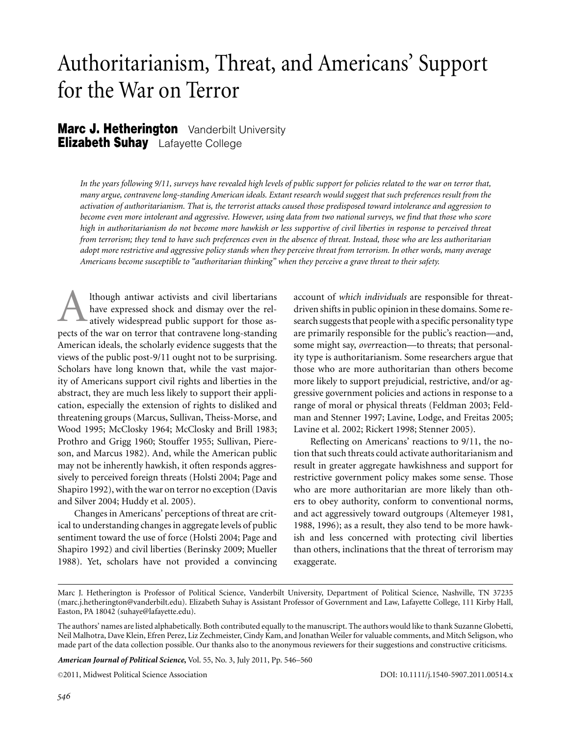# Authoritarianism, Threat, and Americans' Support for the War on Terror

**Marc J. Hetherington** Vanderbilt University
**Elizabeth Suhay** Lafayette College

*In the years following 9/11, surveys have revealed high levels of public support for policies related to the war on terror that, many argue, contravene long-standing American ideals. Extant research would suggest that such preferences result from the activation of authoritarianism. That is, the terrorist attacks caused those predisposed toward intolerance and aggression to become even more intolerant and aggressive. However, using data from two national surveys, we find that those who score high in authoritarianism do not become more hawkish or less supportive of civil liberties in response to perceived threat from terrorism; they tend to have such preferences even in the absence of threat. Instead, those who are less authoritarian adopt more restrictive and aggressive policy stands when they perceive threat from terrorism. In other words, many average Americans become susceptible to "authoritarian thinking" when they perceive a grave threat to their safety.*

Although antiwar activists and civil libertarians have expressed shock and dismay over the relatively widespread public support for those aspects of the war on terror that contravene long-standing American ideals, the scholarly evidence suggests that the views of the public post-9/11 ought not to be surprising. Scholars have long known that, while the vast majority of Americans support civil rights and liberties in the abstract, they are much less likely to support their application, especially the extension of rights to disliked and threatening groups (Marcus, Sullivan, Theiss-Morse, and Wood 1995; McClosky 1964; McClosky and Brill 1983; Prothro and Grigg 1960; Stouffer 1955; Sullivan, Piereson, and Marcus 1982). And, while the American public may not be inherently hawkish, it often responds aggressively to perceived foreign threats (Holsti 2004; Page and Shapiro 1992), with the war on terror no exception (Davis and Silver 2004; Huddy et al. 2005).

Changes in Americans' perceptions of threat are critical to understanding changes in aggregate levels of public sentiment toward the use of force (Holsti 2004; Page and Shapiro 1992) and civil liberties (Berinsky 2009; Mueller 1988). Yet, scholars have not provided a convincing account of *which individuals* are responsible for threat-driven shifts in public opinion in these domains. Some research suggests that people with a specific personality type are primarily responsible for the public's reaction—and, some might say, *over*reaction—to threats; that personality type is authoritarianism. Some researchers argue that those who are more authoritarian than others become more likely to support prejudicial, restrictive, and/or aggressive government policies and actions in response to a range of moral or physical threats (Feldman 2003; Feldman and Stenner 1997; Lavine, Lodge, and Freitas 2005; Lavine et al. 2002; Rickert 1998; Stenner 2005).

Reflecting on Americans' reactions to 9/11, the notion that such threats could activate authoritarianism and result in greater aggregate hawkishness and support for restrictive government policy makes some sense. Those who are more authoritarian are more likely than others to obey authority, conform to conventional norms, and act aggressively toward outgroups (Altemeyer 1981, 1988, 1996); as a result, they also tend to be more hawkish and less concerned with protecting civil liberties than others, inclinations that the threat of terrorism may exaggerate.

---

Marc J. Hetherington is Professor of Political Science, Vanderbilt University, Department of Political Science, Nashville, TN 37235 (marc.j.hetherington@vanderbilt.edu). Elizabeth Suhay is Assistant Professor of Government and Law, Lafayette College, 111 Kirby Hall, Easton, PA 18042 (suhaye@lafayette.edu).

The authors' names are listed alphabetically. Both contributed equally to the manuscript. The authors would like to thank Suzanne Globetti, Neil Malhotra, Dave Klein, Efren Perez, Liz Zechmeister, Cindy Kam, and Jonathan Weiler for valuable comments, and Mitch Seligson, who made part of the data collection possible. Our thanks also to the anonymous reviewers for their suggestions and constructive criticisms.

*American Journal of Political Science*, Vol. 55, No. 3, July 2011, Pp. 546–560

©2011, Midwest Political Science Association DOI: 10.1111/j.1540-5907.2011.00514.x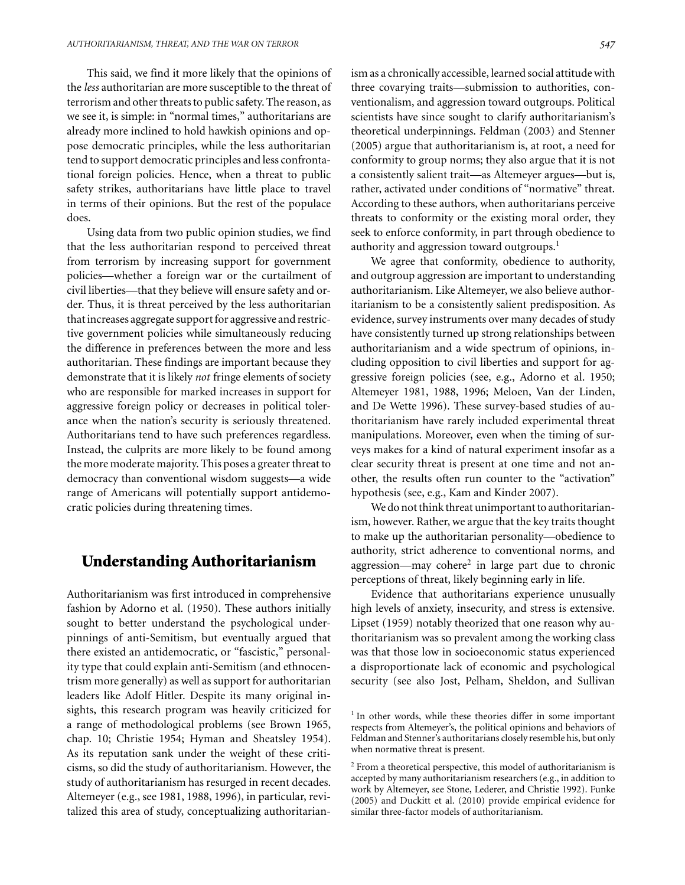This said, we find it more likely that the opinions of the *less* authoritarian are more susceptible to the threat of terrorism and other threats to public safety. The reason, as we see it, is simple: in "normal times," authoritarians are already more inclined to hold hawkish opinions and oppose democratic principles, while the less authoritarian tend to support democratic principles and less confrontational foreign policies. Hence, when a threat to public safety strikes, authoritarians have little place to travel in terms of their opinions. But the rest of the populace does.

Using data from two public opinion studies, we find that the less authoritarian respond to perceived threat from terrorism by increasing support for government policies—whether a foreign war or the curtailment of civil liberties—that they believe will ensure safety and order. Thus, it is threat perceived by the less authoritarian that increases aggregate support for aggressive and restrictive government policies while simultaneously reducing the difference in preferences between the more and less authoritarian. These findings are important because they demonstrate that it is likely *not* fringe elements of society who are responsible for marked increases in support for aggressive foreign policy or decreases in political tolerance when the nation's security is seriously threatened. Authoritarians tend to have such preferences regardless. Instead, the culprits are more likely to be found among the more moderate majority. This poses a greater threat to democracy than conventional wisdom suggests—a wide range of Americans will potentially support antidemocratic policies during threatening times.

## Understanding Authoritarianism

Authoritarianism was first introduced in comprehensive fashion by Adorno et al. (1950). These authors initially sought to better understand the psychological underpinnings of anti-Semitism, but eventually argued that there existed an antidemocratic, or "fascistic," personality type that could explain anti-Semitism (and ethnocentrism more generally) as well as support for authoritarian leaders like Adolf Hitler. Despite its many original insights, this research program was heavily criticized for a range of methodological problems (see Brown 1965, chap. 10; Christie 1954; Hyman and Sheatsley 1954). As its reputation sank under the weight of these criticisms, so did the study of authoritarianism. However, the study of authoritarianism has resurged in recent decades. Altemeyer (e.g., see 1981, 1988, 1996), in particular, revitalized this area of study, conceptualizing authoritarianism as a chronically accessible, learned social attitude with three covarying traits—submission to authorities, conventionalism, and aggression toward outgroups. Political scientists have since sought to clarify authoritarianism's theoretical underpinnings. Feldman (2003) and Stenner (2005) argue that authoritarianism is, at root, a need for conformity to group norms; they also argue that it is not a consistently salient trait—as Altemeyer argues—but is, rather, activated under conditions of "normative" threat. According to these authors, when authoritarians perceive threats to conformity or the existing moral order, they seek to enforce conformity, in part through obedience to authority and aggression toward outgroups.[1]

We agree that conformity, obedience to authority, and outgroup aggression are important to understanding authoritarianism. Like Altemeyer, we also believe authoritarianism to be a consistently salient predisposition. As evidence, survey instruments over many decades of study have consistently turned up strong relationships between authoritarianism and a wide spectrum of opinions, including opposition to civil liberties and support for aggressive foreign policies (see, e.g., Adorno et al. 1950; Altemeyer 1981, 1988, 1996; Meloen, Van der Linden, and De Wette 1996). These survey-based studies of authoritarianism have rarely included experimental threat manipulations. Moreover, even when the timing of surveys makes for a kind of natural experiment insofar as a clear security threat is present at one time and not another, the results often run counter to the "activation" hypothesis (see, e.g., Kam and Kinder 2007).

We do not think threat unimportant to authoritarianism, however. Rather, we argue that the key traits thought to make up the authoritarian personality—obedience to authority, strict adherence to conventional norms, and aggression—may cohere[2] in large part due to chronic perceptions of threat, likely beginning early in life.

Evidence that authoritarians experience unusually high levels of anxiety, insecurity, and stress is extensive. Lipset (1959) notably theorized that one reason why authoritarianism was so prevalent among the working class was that those low in socioeconomic status experienced a disproportionate lack of economic and psychological security (see also Jost, Pelham, Sheldon, and Sullivan

[1] In other words, while these theories differ in some important respects from Altemeyer's, the political opinions and behaviors of Feldman and Stenner's authoritarians closely resemble his, but only when normative threat is present.

[2] From a theoretical perspective, this model of authoritarianism is accepted by many authoritarianism researchers (e.g., in addition to work by Altemeyer, see Stone, Lederer, and Christie 1992). Funke (2005) and Duckitt et al. (2010) provide empirical evidence for similar three-factor models of authoritarianism.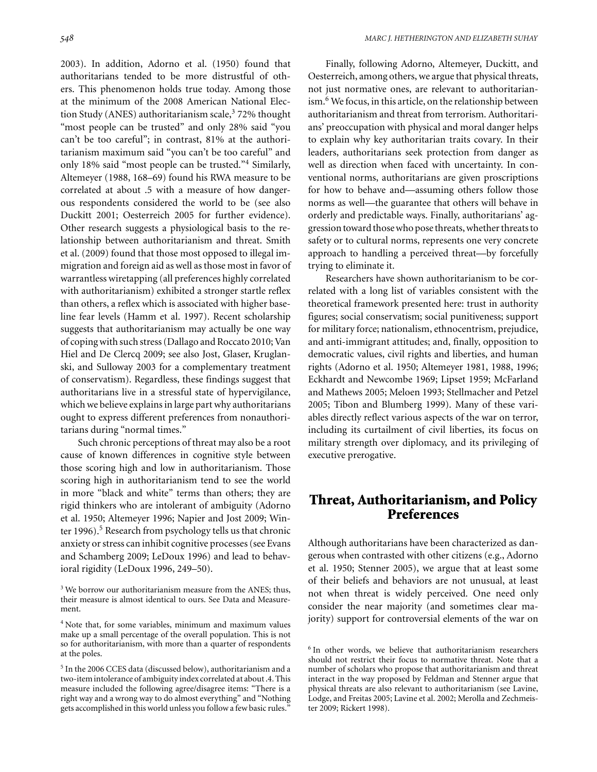2003). In addition, Adorno et al. (1950) found that authoritarians tended to be more distrustful of others. This phenomenon holds true today. Among those at the minimum of the 2008 American National Election Study (ANES) authoritarianism scale,[3] 72% thought "most people can be trusted" and only 28% said "you can't be too careful"; in contrast, 81% at the authoritarianism maximum said "you can't be too careful" and only 18% said "most people can be trusted."[4] Similarly, Altemeyer (1988, 168–69) found his RWA measure to be correlated at about .5 with a measure of how dangerous respondents considered the world to be (see also Duckitt 2001; Oesterreich 2005 for further evidence). Other research suggests a physiological basis to the relationship between authoritarianism and threat. Smith et al. (2009) found that those most opposed to illegal immigration and foreign aid as well as those most in favor of warrantless wiretapping (all preferences highly correlated with authoritarianism) exhibited a stronger startle reflex than others, a reflex which is associated with higher baseline fear levels (Hamm et al. 1997). Recent scholarship suggests that authoritarianism may actually be one way of coping with such stress (Dallago and Roccato 2010; Van Hiel and De Clercq 2009; see also Jost, Glaser, Kruglanski, and Sulloway 2003 for a complementary treatment of conservatism). Regardless, these findings suggest that authoritarians live in a stressful state of hypervigilance, which we believe explains in large part why authoritarians ought to express different preferences from nonauthoritarians during "normal times."

Such chronic perceptions of threat may also be a root cause of known differences in cognitive style between those scoring high and low in authoritarianism. Those scoring high in authoritarianism tend to see the world in more "black and white" terms than others; they are rigid thinkers who are intolerant of ambiguity (Adorno et al. 1950; Altemeyer 1996; Napier and Jost 2009; Winter 1996).[5] Research from psychology tells us that chronic anxiety or stress can inhibit cognitive processes (see Evans and Schamberg 2009; LeDoux 1996) and lead to behavioral rigidity (LeDoux 1996, 249–50).

Finally, following Adorno, Altemeyer, Duckitt, and Oesterreich, among others, we argue that physical threats, not just normative ones, are relevant to authoritarianism.[6] We focus, in this article, on the relationship between authoritarianism and threat from terrorism. Authoritarians' preoccupation with physical and moral danger helps to explain why key authoritarian traits covary. In their leaders, authoritarians seek protection from danger as well as direction when faced with uncertainty. In conventional norms, authoritarians are given proscriptions for how to behave and—assuming others follow those norms as well—the guarantee that others will behave in orderly and predictable ways. Finally, authoritarians' aggression toward those who pose threats, whether threats to safety or to cultural norms, represents one very concrete approach to handling a perceived threat—by forcefully trying to eliminate it.

Researchers have shown authoritarianism to be correlated with a long list of variables consistent with the theoretical framework presented here: trust in authority figures; social conservatism; social punitiveness; support for military force; nationalism, ethnocentrism, prejudice, and anti-immigrant attitudes; and, finally, opposition to democratic values, civil rights and liberties, and human rights (Adorno et al. 1950; Altemeyer 1981, 1988, 1996; Eckhardt and Newcombe 1969; Lipset 1959; McFarland and Mathews 2005; Meloen 1993; Stellmacher and Petzel 2005; Tibon and Blumberg 1999). Many of these variables directly reflect various aspects of the war on terror, including its curtailment of civil liberties, its focus on military strength over diplomacy, and its privileging of executive prerogative.

## Threat, Authoritarianism, and Policy Preferences

Although authoritarians have been characterized as dangerous when contrasted with other citizens (e.g., Adorno et al. 1950; Stenner 2005), we argue that at least some of their beliefs and behaviors are not unusual, at least not when threat is widely perceived. One need only consider the near majority (and sometimes clear majority) support for controversial elements of the war on

[3] We borrow our authoritarianism measure from the ANES; thus, their measure is almost identical to ours. See Data and Measurement.

[4] Note that, for some variables, minimum and maximum values make up a small percentage of the overall population. This is not so for authoritarianism, with more than a quarter of respondents at the poles.

[5] In the 2006 CCES data (discussed below), authoritarianism and a two-item intolerance of ambiguity index correlated at about .4. This measure included the following agree/disagree items: "There is a right way and a wrong way to do almost everything" and "Nothing gets accomplished in this world unless you follow a few basic rules."

[6] In other words, we believe that authoritarianism researchers should not restrict their focus to normative threat. Note that a number of scholars who propose that authoritarianism and threat interact in the way proposed by Feldman and Stenner argue that physical threats are also relevant to authoritarianism (see Lavine, Lodge, and Freitas 2005; Lavine et al. 2002; Merolla and Zechmeister 2009; Rickert 1998).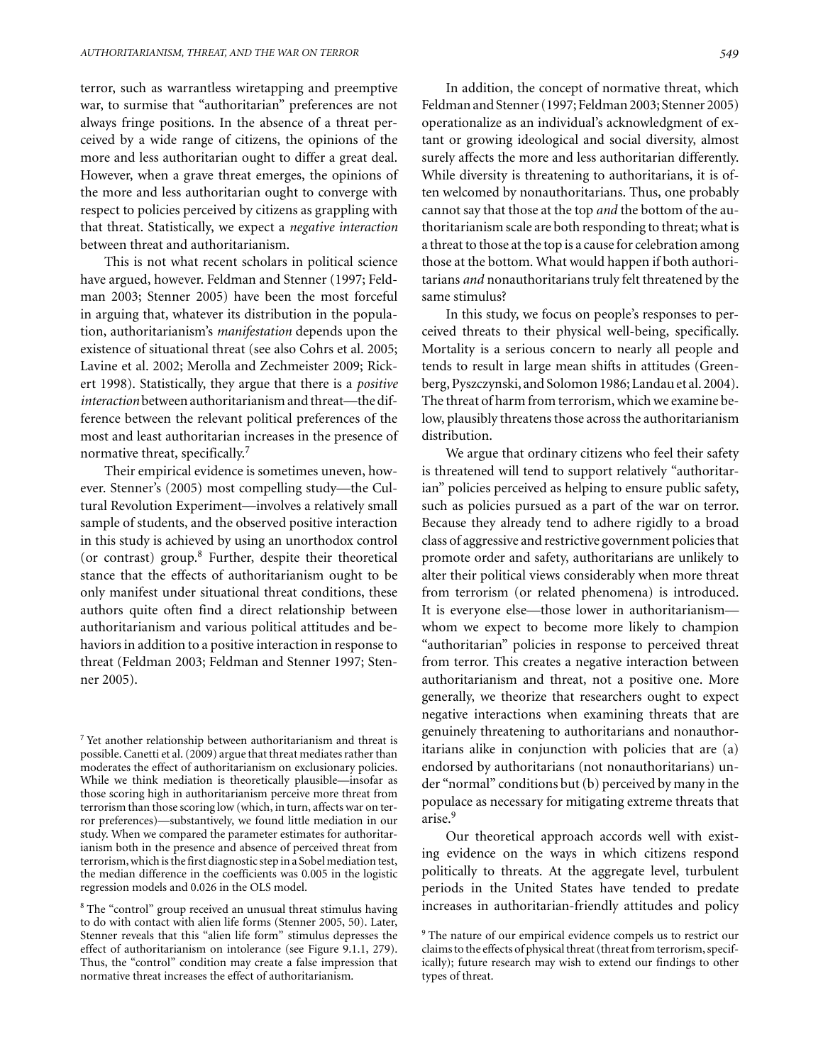terror, such as warrantless wiretapping and preemptive war, to surmise that "authoritarian" preferences are not always fringe positions. In the absence of a threat perceived by a wide range of citizens, the opinions of the more and less authoritarian ought to differ a great deal. However, when a grave threat emerges, the opinions of the more and less authoritarian ought to converge with respect to policies perceived by citizens as grappling with that threat. Statistically, we expect a *negative interaction* between threat and authoritarianism.

This is not what recent scholars in political science have argued, however. Feldman and Stenner (1997; Feldman 2003; Stenner 2005) have been the most forceful in arguing that, whatever its distribution in the population, authoritarianism's *manifestation* depends upon the existence of situational threat (see also Cohrs et al. 2005; Lavine et al. 2002; Merolla and Zechmeister 2009; Rickert 1998). Statistically, they argue that there is a *positive interaction* between authoritarianism and threat—the difference between the relevant political preferences of the most and least authoritarian increases in the presence of normative threat, specifically.[7]

Their empirical evidence is sometimes uneven, however. Stenner's (2005) most compelling study—the Cultural Revolution Experiment—involves a relatively small sample of students, and the observed positive interaction in this study is achieved by using an unorthodox control (or contrast) group.[8] Further, despite their theoretical stance that the effects of authoritarianism ought to be only manifest under situational threat conditions, these authors quite often find a direct relationship between authoritarianism and various political attitudes and behaviors in addition to a positive interaction in response to threat (Feldman 2003; Feldman and Stenner 1997; Stenner 2005).

In addition, the concept of normative threat, which Feldman and Stenner (1997; Feldman 2003; Stenner 2005) operationalize as an individual's acknowledgment of extant or growing ideological and social diversity, almost surely affects the more and less authoritarian differently. While diversity is threatening to authoritarians, it is often welcomed by nonauthoritarians. Thus, one probably cannot say that those at the top *and* the bottom of the authoritarianism scale are both responding to threat; what is a threat to those at the top is a cause for celebration among those at the bottom. What would happen if both authoritarians *and* nonauthoritarians truly felt threatened by the same stimulus?

In this study, we focus on people's responses to perceived threats to their physical well-being, specifically. Mortality is a serious concern to nearly all people and tends to result in large mean shifts in attitudes (Greenberg, Pyszczynski, and Solomon 1986; Landau et al. 2004). The threat of harm from terrorism, which we examine below, plausibly threatens those across the authoritarianism distribution.

We argue that ordinary citizens who feel their safety is threatened will tend to support relatively "authoritarian" policies perceived as helping to ensure public safety, such as policies pursued as a part of the war on terror. Because they already tend to adhere rigidly to a broad class of aggressive and restrictive government policies that promote order and safety, authoritarians are unlikely to alter their political views considerably when more threat from terrorism (or related phenomena) is introduced. It is everyone else—those lower in authoritarianism—whom we expect to become more likely to champion "authoritarian" policies in response to perceived threat from terror. This creates a negative interaction between authoritarianism and threat, not a positive one. More generally, we theorize that researchers ought to expect negative interactions when examining threats that are genuinely threatening to authoritarians and nonauthoritarians alike in conjunction with policies that are (a) endorsed by authoritarians (not nonauthoritarians) under "normal" conditions but (b) perceived by many in the populace as necessary for mitigating extreme threats that arise.[9]

Our theoretical approach accords well with existing evidence on the ways in which citizens respond politically to threats. At the aggregate level, turbulent periods in the United States have tended to predate increases in authoritarian-friendly attitudes and policy

[7] Yet another relationship between authoritarianism and threat is possible. Canetti et al. (2009) argue that threat mediates rather than moderates the effect of authoritarianism on exclusionary policies. While we think mediation is theoretically plausible—insofar as those scoring high in authoritarianism perceive more threat from terrorism than those scoring low (which, in turn, affects war on terror preferences)—substantively, we found little mediation in our study. When we compared the parameter estimates for authoritarianism both in the presence and absence of perceived threat from terrorism, which is the first diagnostic step in a Sobel mediation test, the median difference in the coefficients was 0.005 in the logistic regression models and 0.026 in the OLS model.

[8] The "control" group received an unusual threat stimulus having to do with contact with alien life forms (Stenner 2005, 50). Later, Stenner reveals that this "alien life form" stimulus depresses the effect of authoritarianism on intolerance (see Figure 9.1.1, 279). Thus, the "control" condition may create a false impression that normative threat increases the effect of authoritarianism.

[9] The nature of our empirical evidence compels us to restrict our claims to the effects of physical threat (threat from terrorism, specifically); future research may wish to extend our findings to other types of threat.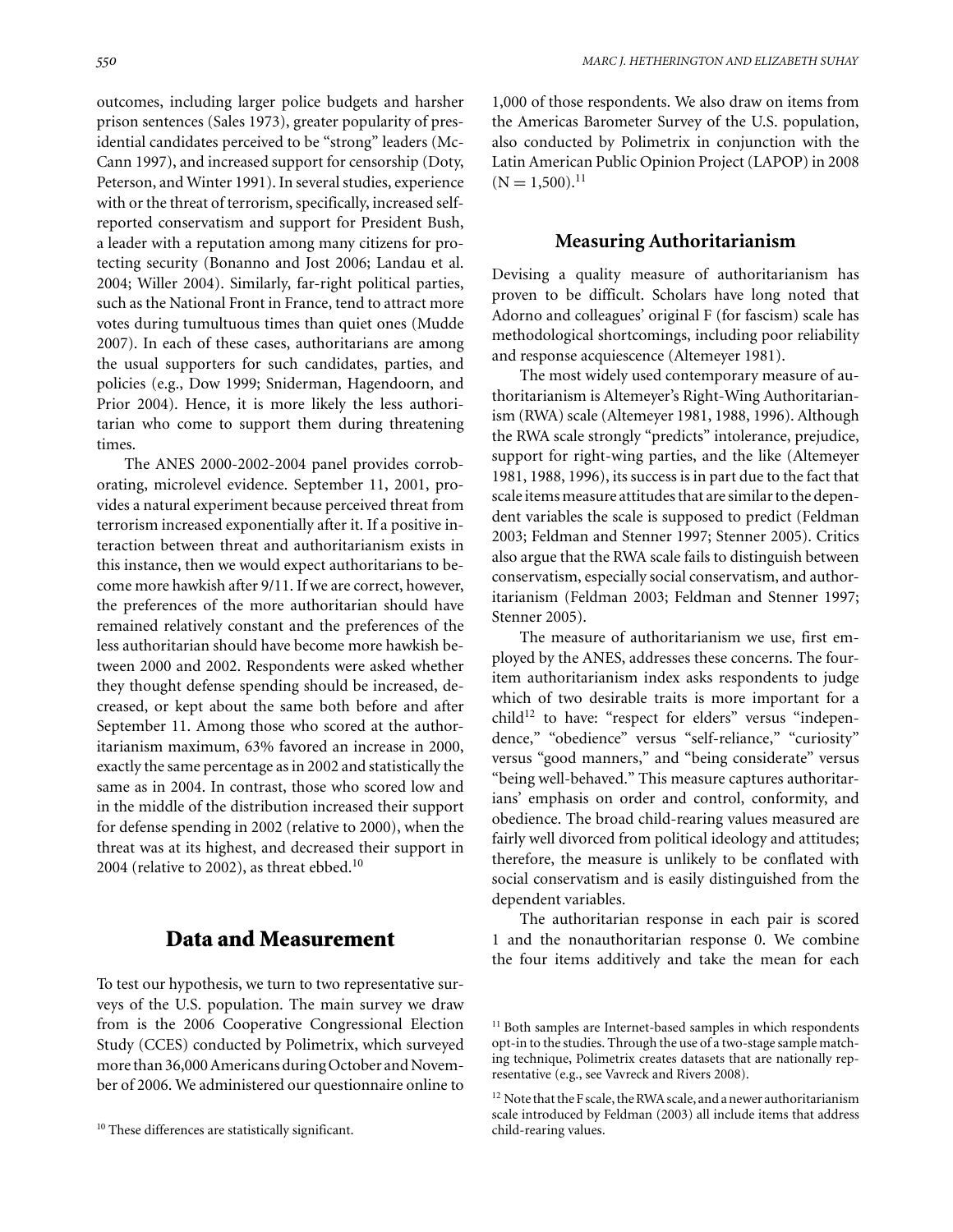outcomes, including larger police budgets and harsher prison sentences (Sales 1973), greater popularity of presidential candidates perceived to be "strong" leaders (McCann 1997), and increased support for censorship (Doty, Peterson, and Winter 1991). In several studies, experience with or the threat of terrorism, specifically, increased self-reported conservatism and support for President Bush, a leader with a reputation among many citizens for protecting security (Bonanno and Jost 2006; Landau et al. 2004; Willer 2004). Similarly, far-right political parties, such as the National Front in France, tend to attract more votes during tumultuous times than quiet ones (Mudde 2007). In each of these cases, authoritarians are among the usual supporters for such candidates, parties, and policies (e.g., Dow 1999; Sniderman, Hagendoorn, and Prior 2004). Hence, it is more likely the less authoritarian who come to support them during threatening times.

The ANES 2000-2002-2004 panel provides corroborating, microlevel evidence. September 11, 2001, provides a natural experiment because perceived threat from terrorism increased exponentially after it. If a positive interaction between threat and authoritarianism exists in this instance, then we would expect authoritarians to become more hawkish after 9/11. If we are correct, however, the preferences of the more authoritarian should have remained relatively constant and the preferences of the less authoritarian should have become more hawkish between 2000 and 2002. Respondents were asked whether they thought defense spending should be increased, decreased, or kept about the same both before and after September 11. Among those who scored at the authoritarianism maximum, 63% favored an increase in 2000, exactly the same percentage as in 2002 and statistically the same as in 2004. In contrast, those who scored low and in the middle of the distribution increased their support for defense spending in 2002 (relative to 2000), when the threat was at its highest, and decreased their support in 2004 (relative to 2002), as threat ebbed.[10]

## Data and Measurement

To test our hypothesis, we turn to two representative surveys of the U.S. population. The main survey we draw from is the 2006 Cooperative Congressional Election Study (CCES) conducted by Polimetrix, which surveyed more than 36,000 Americans during October and November of 2006. We administered our questionnaire online to 1,000 of those respondents. We also draw on items from the Americas Barometer Survey of the U.S. population, also conducted by Polimetrix in conjunction with the Latin American Public Opinion Project (LAPOP) in 2008 (N = 1,500).[11]

### Measuring Authoritarianism

Devising a quality measure of authoritarianism has proven to be difficult. Scholars have long noted that Adorno and colleagues' original F (for fascism) scale has methodological shortcomings, including poor reliability and response acquiescence (Altemeyer 1981).

The most widely used contemporary measure of authoritarianism is Altemeyer's Right-Wing Authoritarianism (RWA) scale (Altemeyer 1981, 1988, 1996). Although the RWA scale strongly "predicts" intolerance, prejudice, support for right-wing parties, and the like (Altemeyer 1981, 1988, 1996), its success is in part due to the fact that scale items measure attitudes that are similar to the dependent variables the scale is supposed to predict (Feldman 2003; Feldman and Stenner 1997; Stenner 2005). Critics also argue that the RWA scale fails to distinguish between conservatism, especially social conservatism, and authoritarianism (Feldman 2003; Feldman and Stenner 1997; Stenner 2005).

The measure of authoritarianism we use, first employed by the ANES, addresses these concerns. The four-item authoritarianism index asks respondents to judge which of two desirable traits is more important for a child[12] to have: "respect for elders" versus "independence," "obedience" versus "self-reliance," "curiosity" versus "good manners," and "being considerate" versus "being well-behaved." This measure captures authoritarians' emphasis on order and control, conformity, and obedience. The broad child-rearing values measured are fairly well divorced from political ideology and attitudes; therefore, the measure is unlikely to be conflated with social conservatism and is easily distinguished from the dependent variables.

The authoritarian response in each pair is scored 1 and the nonauthoritarian response 0. We combine the four items additively and take the mean for each

[10] These differences are statistically significant.

[11] Both samples are Internet-based samples in which respondents opt-in to the studies. Through the use of a two-stage sample matching technique, Polimetrix creates datasets that are nationally representative (e.g., see Vavreck and Rivers 2008).

[12] Note that the F scale, the RWA scale, and a newer authoritarianism scale introduced by Feldman (2003) all include items that address child-rearing values.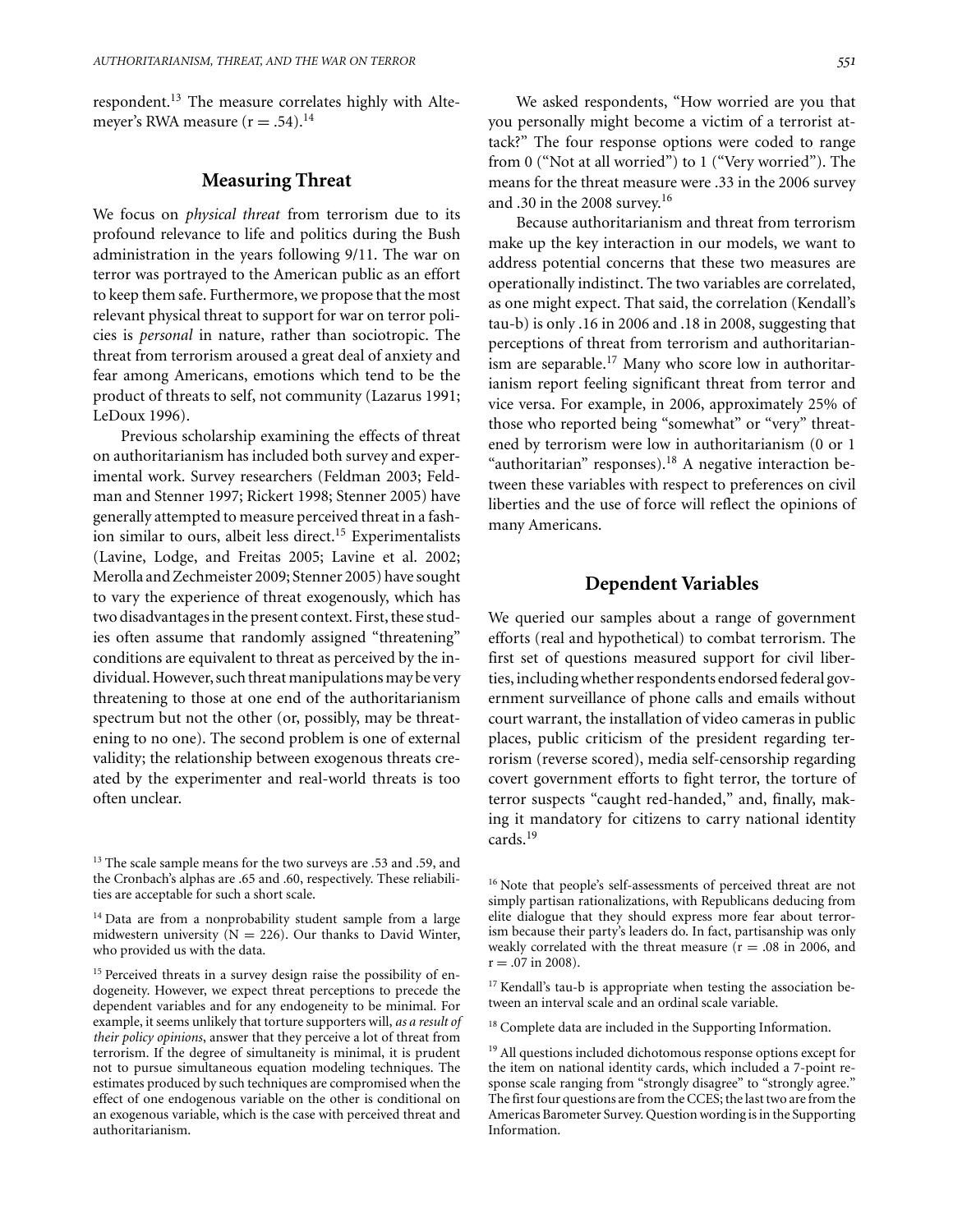respondent.[13] The measure correlates highly with Altemeyer's RWA measure ($r = .54$).[14]

## Measuring Threat

We focus on *physical threat* from terrorism due to its profound relevance to life and politics during the Bush administration in the years following 9/11. The war on terror was portrayed to the American public as an effort to keep them safe. Furthermore, we propose that the most relevant physical threat to support for war on terror policies is *personal* in nature, rather than sociotropic. The threat from terrorism aroused a great deal of anxiety and fear among Americans, emotions which tend to be the product of threats to self, not community (Lazarus 1991; LeDoux 1996).

Previous scholarship examining the effects of threat on authoritarianism has included both survey and experimental work. Survey researchers (Feldman 2003; Feldman and Stenner 1997; Rickert 1998; Stenner 2005) have generally attempted to measure perceived threat in a fashion similar to ours, albeit less direct.[15] Experimentalists (Lavine, Lodge, and Freitas 2005; Lavine et al. 2002; Merolla and Zechmeister 2009; Stenner 2005) have sought to vary the experience of threat exogenously, which has two disadvantages in the present context. First, these studies often assume that randomly assigned "threatening" conditions are equivalent to threat as perceived by the individual. However, such threat manipulations may be very threatening to those at one end of the authoritarianism spectrum but not the other (or, possibly, may be threatening to no one). The second problem is one of external validity; the relationship between exogenous threats created by the experimenter and real-world threats is too often unclear.

We asked respondents, "How worried are you that you personally might become a victim of a terrorist attack?" The four response options were coded to range from 0 ("Not at all worried") to 1 ("Very worried"). The means for the threat measure were .33 in the 2006 survey and .30 in the 2008 survey.[16]

Because authoritarianism and threat from terrorism make up the key interaction in our models, we want to address potential concerns that these two measures are operationally indistinct. The two variables are correlated, as one might expect. That said, the correlation (Kendall's tau-b) is only .16 in 2006 and .18 in 2008, suggesting that perceptions of threat from terrorism and authoritarianism are separable.[17] Many who score low in authoritarianism report feeling significant threat from terror and vice versa. For example, in 2006, approximately 25% of those who reported being "somewhat" or "very" threatened by terrorism were low in authoritarianism (0 or 1 "authoritarian" responses).[18] A negative interaction between these variables with respect to preferences on civil liberties and the use of force will reflect the opinions of many Americans.

## Dependent Variables

We queried our samples about a range of government efforts (real and hypothetical) to combat terrorism. The first set of questions measured support for civil liberties, including whether respondents endorsed federal government surveillance of phone calls and emails without court warrant, the installation of video cameras in public places, public criticism of the president regarding terrorism (reverse scored), media self-censorship regarding covert government efforts to fight terror, the torture of terror suspects "caught red-handed," and, finally, making it mandatory for citizens to carry national identity cards.[19]

---

[13] The scale sample means for the two surveys are .53 and .59, and the Cronbach's alphas are .65 and .60, respectively. These reliabilities are acceptable for such a short scale.

[14] Data are from a nonprobability student sample from a large midwestern university ($N = 226$). Our thanks to David Winter, who provided us with the data.

[15] Perceived threats in a survey design raise the possibility of endogeneity. However, we expect threat perceptions to precede the dependent variables and for any endogeneity to be minimal. For example, it seems unlikely that torture supporters will, *as a result of their policy opinions*, answer that they perceive a lot of threat from terrorism. If the degree of simultaneity is minimal, it is prudent not to pursue simultaneous equation modeling techniques. The estimates produced by such techniques are compromised when the effect of one endogenous variable on the other is conditional on an exogenous variable, which is the case with perceived threat and authoritarianism.

[16] Note that people's self-assessments of perceived threat are not simply partisan rationalizations, with Republicans deducing from elite dialogue that they should express more fear about terrorism because their party's leaders do. In fact, partisanship was only weakly correlated with the threat measure ($r = .08$ in 2006, and $r = .07$ in 2008).

[17] Kendall's tau-b is appropriate when testing the association between an interval scale and an ordinal scale variable.

[18] Complete data are included in the Supporting Information.

[19] All questions included dichotomous response options except for the item on national identity cards, which included a 7-point response scale ranging from "strongly disagree" to "strongly agree." The first four questions are from the CCES; the last two are from the Americas Barometer Survey. Question wording is in the Supporting Information.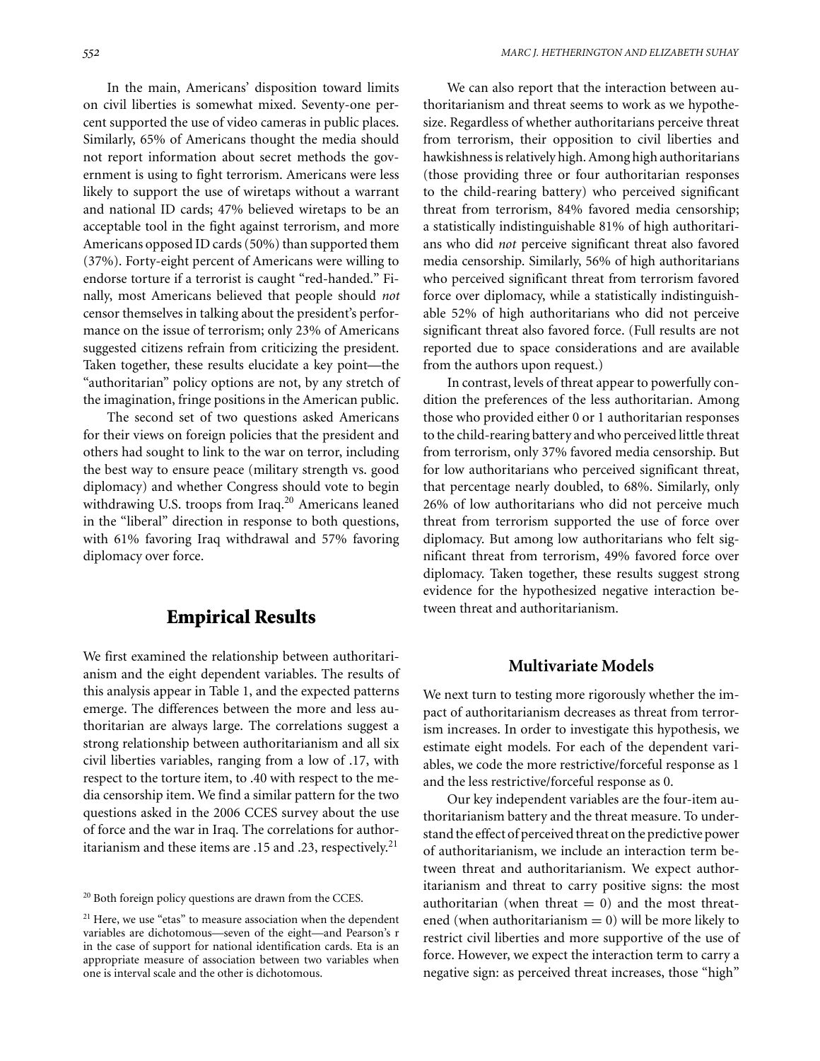In the main, Americans' disposition toward limits on civil liberties is somewhat mixed. Seventy-one percent supported the use of video cameras in public places. Similarly, 65% of Americans thought the media should not report information about secret methods the government is using to fight terrorism. Americans were less likely to support the use of wiretaps without a warrant and national ID cards; 47% believed wiretaps to be an acceptable tool in the fight against terrorism, and more Americans opposed ID cards (50%) than supported them (37%). Forty-eight percent of Americans were willing to endorse torture if a terrorist is caught "red-handed." Finally, most Americans believed that people should *not* censor themselves in talking about the president's performance on the issue of terrorism; only 23% of Americans suggested citizens refrain from criticizing the president. Taken together, these results elucidate a key point—the "authoritarian" policy options are not, by any stretch of the imagination, fringe positions in the American public.

The second set of two questions asked Americans for their views on foreign policies that the president and others had sought to link to the war on terror, including the best way to ensure peace (military strength vs. good diplomacy) and whether Congress should vote to begin withdrawing U.S. troops from Iraq.[20] Americans leaned in the "liberal" direction in response to both questions, with 61% favoring Iraq withdrawal and 57% favoring diplomacy over force.

## Empirical Results

We first examined the relationship between authoritarianism and the eight dependent variables. The results of this analysis appear in Table 1, and the expected patterns emerge. The differences between the more and less authoritarian are always large. The correlations suggest a strong relationship between authoritarianism and all six civil liberties variables, ranging from a low of .17, with respect to the torture item, to .40 with respect to the media censorship item. We find a similar pattern for the two questions asked in the 2006 CCES survey about the use of force and the war in Iraq. The correlations for authoritarianism and these items are .15 and .23, respectively.[21]

We can also report that the interaction between authoritarianism and threat seems to work as we hypothesize. Regardless of whether authoritarians perceive threat from terrorism, their opposition to civil liberties and hawkishness is relatively high. Among high authoritarians (those providing three or four authoritarian responses to the child-rearing battery) who perceived significant threat from terrorism, 84% favored media censorship; a statistically indistinguishable 81% of high authoritarians who did *not* perceive significant threat also favored media censorship. Similarly, 56% of high authoritarians who perceived significant threat from terrorism favored force over diplomacy, while a statistically indistinguishable 52% of high authoritarians who did not perceive significant threat also favored force. (Full results are not reported due to space considerations and are available from the authors upon request.)

In contrast, levels of threat appear to powerfully condition the preferences of the less authoritarian. Among those who provided either 0 or 1 authoritarian responses to the child-rearing battery and who perceived little threat from terrorism, only 37% favored media censorship. But for low authoritarians who perceived significant threat, that percentage nearly doubled, to 68%. Similarly, only 26% of low authoritarians who did not perceive much threat from terrorism supported the use of force over diplomacy. But among low authoritarians who felt significant threat from terrorism, 49% favored force over diplomacy. Taken together, these results suggest strong evidence for the hypothesized negative interaction between threat and authoritarianism.

### Multivariate Models

We next turn to testing more rigorously whether the impact of authoritarianism decreases as threat from terrorism increases. In order to investigate this hypothesis, we estimate eight models. For each of the dependent variables, we code the more restrictive/forceful response as 1 and the less restrictive/forceful response as 0.

Our key independent variables are the four-item authoritarianism battery and the threat measure. To understand the effect of perceived threat on the predictive power of authoritarianism, we include an interaction term between threat and authoritarianism. We expect authoritarianism and threat to carry positive signs: the most authoritarian (when threat $= 0$) and the most threatened (when authoritarianism $= 0$) will be more likely to restrict civil liberties and more supportive of the use of force. However, we expect the interaction term to carry a negative sign: as perceived threat increases, those "high"

---

[20] Both foreign policy questions are drawn from the CCES.

[21] Here, we use "etas" to measure association when the dependent variables are dichotomous—seven of the eight—and Pearson's r in the case of support for national identification cards. Eta is an appropriate measure of association between two variables when one is interval scale and the other is dichotomous.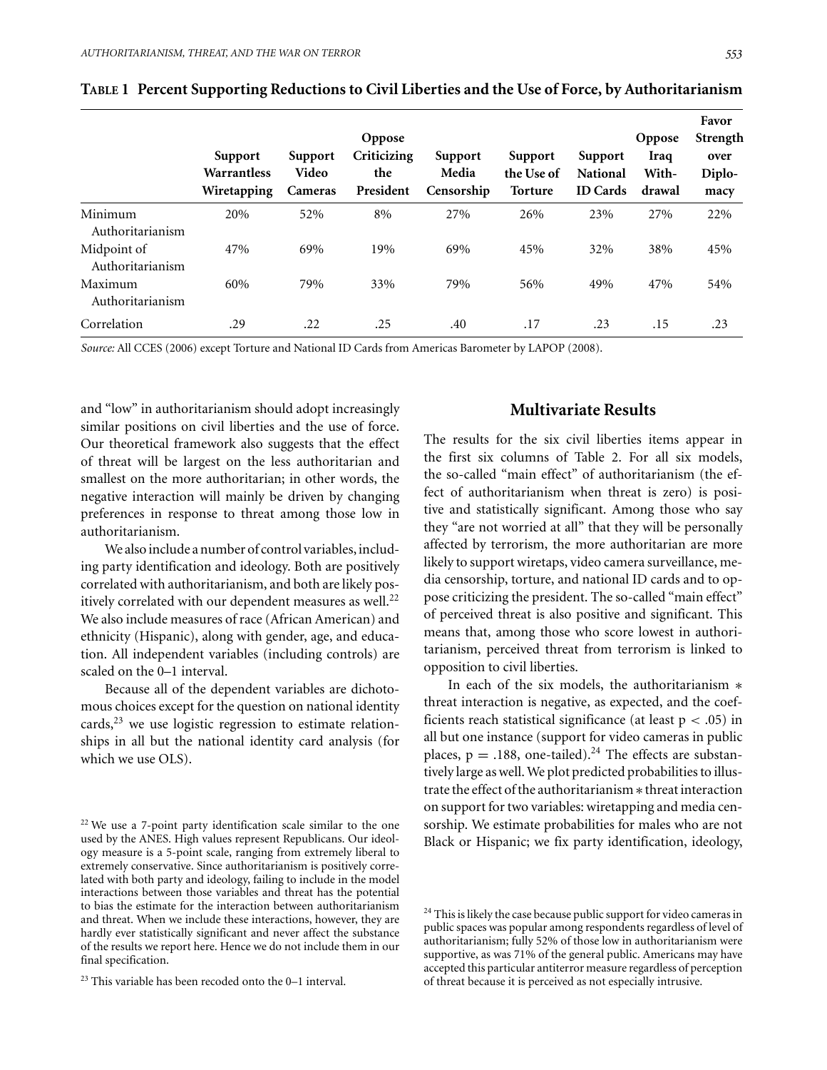**TABLE 1 Percent Supporting Reductions to Civil Liberties and the Use of Force, by Authoritarianism**

| | Support Warrantless Wiretapping | Support Video Cameras | Oppose Criticizing the President | Support Media Censorship | Support the Use of Torture | Support National ID Cards | Oppose Iraq Withdrawal | Favor Strength over Diplomacy |
|---|---|---|---|---|---|---|---|---|
| Minimum Authoritarianism | 20% | 52% | 8% | 27% | 26% | 23% | 27% | 22% |
| Midpoint of Authoritarianism | 47% | 69% | 19% | 69% | 45% | 32% | 38% | 45% |
| Maximum Authoritarianism | 60% | 79% | 33% | 79% | 56% | 49% | 47% | 54% |
| Correlation | .29 | .22 | .25 | .40 | .17 | .23 | .15 | .23 |

*Source:* All CCES (2006) except Torture and National ID Cards from Americas Barometer by LAPOP (2008).

and "low" in authoritarianism should adopt increasingly similar positions on civil liberties and the use of force. Our theoretical framework also suggests that the effect of threat will be largest on the less authoritarian and smallest on the more authoritarian; in other words, the negative interaction will mainly be driven by changing preferences in response to threat among those low in authoritarianism.

We also include a number of control variables, including party identification and ideology. Both are positively correlated with authoritarianism, and both are likely positively correlated with our dependent measures as well.[22] We also include measures of race (African American) and ethnicity (Hispanic), along with gender, age, and education. All independent variables (including controls) are scaled on the 0–1 interval.

Because all of the dependent variables are dichotomous choices except for the question on national identity cards,[23] we use logistic regression to estimate relationships in all but the national identity card analysis (for which we use OLS).

## Multivariate Results

The results for the six civil liberties items appear in the first six columns of Table 2. For all six models, the so-called "main effect" of authoritarianism (the effect of authoritarianism when threat is zero) is positive and statistically significant. Among those who say they "are not worried at all" that they will be personally affected by terrorism, the more authoritarian are more likely to support wiretaps, video camera surveillance, media censorship, torture, and national ID cards and to oppose criticizing the president. The so-called "main effect" of perceived threat is also positive and significant. This means that, among those who score lowest in authoritarianism, perceived threat from terrorism is linked to opposition to civil liberties.

In each of the six models, the authoritarianism * threat interaction is negative, as expected, and the coefficients reach statistical significance (at least $p < .05$) in all but one instance (support for video cameras in public places, $p = .188$, one-tailed).[24] The effects are substantively large as well. We plot predicted probabilities to illustrate the effect of the authoritarianism * threat interaction on support for two variables: wiretapping and media censorship. We estimate probabilities for males who are not Black or Hispanic; we fix party identification, ideology,

[22] We use a 7-point party identification scale similar to the one used by the ANES. High values represent Republicans. Our ideology measure is a 5-point scale, ranging from extremely liberal to extremely conservative. Since authoritarianism is positively correlated with both party and ideology, failing to include in the model interactions between those variables and threat has the potential to bias the estimate for the interaction between authoritarianism and threat. When we include these interactions, however, they are hardly ever statistically significant and never affect the substance of the results we report here. Hence we do not include them in our final specification.

[23] This variable has been recoded onto the 0–1 interval.

[24] This is likely the case because public support for video cameras in public spaces was popular among respondents regardless of level of authoritarianism; fully 52% of those low in authoritarianism were supportive, as was 71% of the general public. Americans may have accepted this particular antiterror measure regardless of perception of threat because it is perceived as not especially intrusive.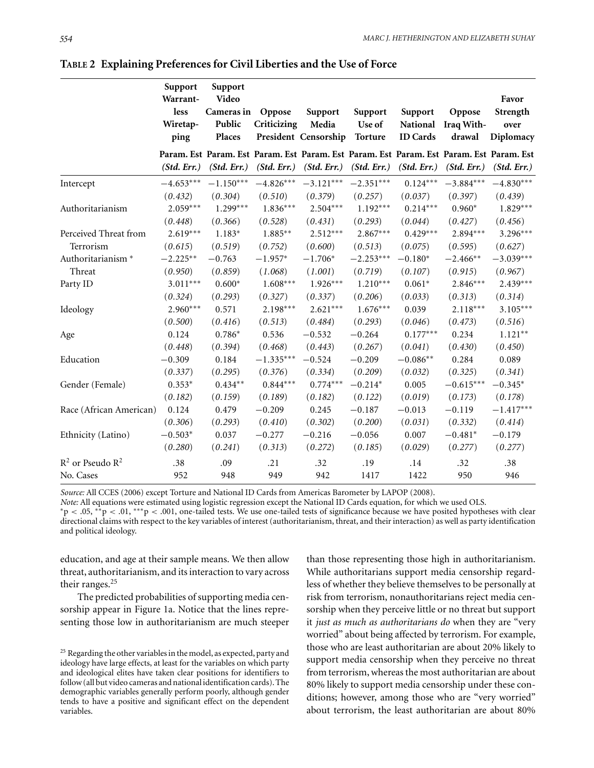**TABLE 2 Explaining Preferences for Civil Liberties and the Use of Force**

| | Support Warrant-less Wiretap-ping | Support Video Cameras in Public Places | Oppose Criticizing President | Support Media Censorship | Support Use of Torture | Support National ID Cards | Oppose Iraq With-drawal | Favor Strength over Diplomacy |
|---|---|---|---|---|---|---|---|---|
| | Param. Est (*Std. Err.*) | Param. Est (*Std. Err.*) | Param. Est (*Std. Err.*) | Param. Est (*Std. Err.*) | Param. Est (*Std. Err.*) | Param. Est (*Std. Err.*) | Param. Est (*Std. Err.*) | Param. Est (*Std. Err.*) |
| Intercept | −4.653*** (*0.432*) | −1.150*** (*0.304*) | −4.826*** (*0.510*) | −3.121*** (*0.379*) | −2.351*** (*0.257*) | 0.124*** (*0.037*) | −3.884*** (*0.397*) | −4.830*** (*0.439*) |
| Authoritarianism | 2.059*** (*0.448*) | 1.299*** (*0.366*) | 1.836*** (*0.528*) | 2.504*** (*0.431*) | 1.192*** (*0.293*) | 0.214*** (*0.044*) | 0.960* (*0.427*) | 1.829*** (*0.456*) |
| Perceived Threat from Terrorism | 2.619*** (*0.615*) | 1.183* (*0.519*) | 1.885** (*0.752*) | 2.512*** (*0.600*) | 2.867*** (*0.513*) | 0.429*** (*0.075*) | 2.894*** (*0.595*) | 3.296*** (*0.627*) |
| Authoritarianism * Threat | −2.225** (*0.950*) | −0.763 (*0.859*) | −1.957* (*1.068*) | −1.706* (*1.001*) | −2.253*** (*0.719*) | −0.180* (*0.107*) | −2.466** (*0.915*) | −3.039*** (*0.967*) |
| Party ID | 3.011*** (*0.324*) | 0.600* (*0.293*) | 1.608*** (*0.327*) | 1.926*** (*0.337*) | 1.210*** (*0.206*) | 0.061* (*0.033*) | 2.846*** (*0.313*) | 2.439*** (*0.314*) |
| Ideology | 2.960*** (*0.500*) | 0.571 (*0.416*) | 2.198*** (*0.513*) | 2.621*** (*0.484*) | 1.676*** (*0.293*) | 0.039 (*0.046*) | 2.118*** (*0.473*) | 3.105*** (*0.516*) |
| Age | 0.124 (*0.448*) | 0.786* (*0.394*) | 0.536 (*0.468*) | −0.532 (*0.443*) | −0.264 (*0.267*) | 0.177*** (*0.041*) | 0.234 (*0.430*) | 1.121** (*0.450*) |
| Education | −0.309 (*0.337*) | 0.184 (*0.295*) | −1.335*** (*0.376*) | −0.524 (*0.334*) | −0.209 (*0.209*) | −0.086** (*0.032*) | 0.284 (*0.325*) | 0.089 (*0.341*) |
| Gender (Female) | 0.353* (*0.182*) | 0.434** (*0.159*) | 0.844*** (*0.189*) | 0.774*** (*0.182*) | −0.214* (*0.122*) | 0.005 (*0.019*) | −0.615*** (*0.173*) | −0.345* (*0.178*) |
| Race (African American) | 0.124 (*0.306*) | 0.479 (*0.293*) | −0.209 (*0.410*) | 0.245 (*0.302*) | −0.187 (*0.200*) | −0.013 (*0.031*) | −0.119 (*0.332*) | −1.417*** (*0.414*) |
| Ethnicity (Latino) | −0.503* (*0.280*) | 0.037 (*0.241*) | −0.277 (*0.313*) | −0.216 (*0.272*) | −0.056 (*0.185*) | 0.007 (*0.029*) | −0.481* (*0.277*) | −0.179 (*0.277*) |
| $R^2$ or Pseudo $R^2$ | .38 | .09 | .21 | .32 | .19 | .14 | .32 | .38 |
| No. Cases | 952 | 948 | 949 | 942 | 1417 | 1422 | 950 | 946 |

*Source:* All CCES (2006) except Torture and National ID Cards from Americas Barometer by LAPOP (2008).

*Note:* All equations were estimated using logistic regression except the National ID Cards equation, for which we used OLS.

*$p < .05$, **$p < .01$, ***$p < .001$, one-tailed tests. We use one-tailed tests of significance because we have posited hypotheses with clear directional claims with respect to the key variables of interest (authoritarianism, threat, and their interaction) as well as party identification and political ideology.

education, and age at their sample means. We then allow threat, authoritarianism, and its interaction to vary across their ranges.[25]

The predicted probabilities of supporting media censorship appear in Figure 1a. Notice that the lines representing those low in authoritarianism are much steeper than those representing those high in authoritarianism. While authoritarians support media censorship regardless of whether they believe themselves to be personally at risk from terrorism, nonauthoritarians reject media censorship when they perceive little or no threat but support it *just as much as authoritarians do* when they are "very worried" about being affected by terrorism. For example, those who are least authoritarian are about 20% likely to support media censorship when they perceive no threat from terrorism, whereas the most authoritarian are about 80% likely to support media censorship under these conditions; however, among those who are "very worried" about terrorism, the least authoritarian are about 80%

[25] Regarding the other variables in the model, as expected, party and ideology have large effects, at least for the variables on which party and ideological elites have taken clear positions for identifiers to follow (all but video cameras and national identification cards). The demographic variables generally perform poorly, although gender tends to have a positive and significant effect on the dependent variables.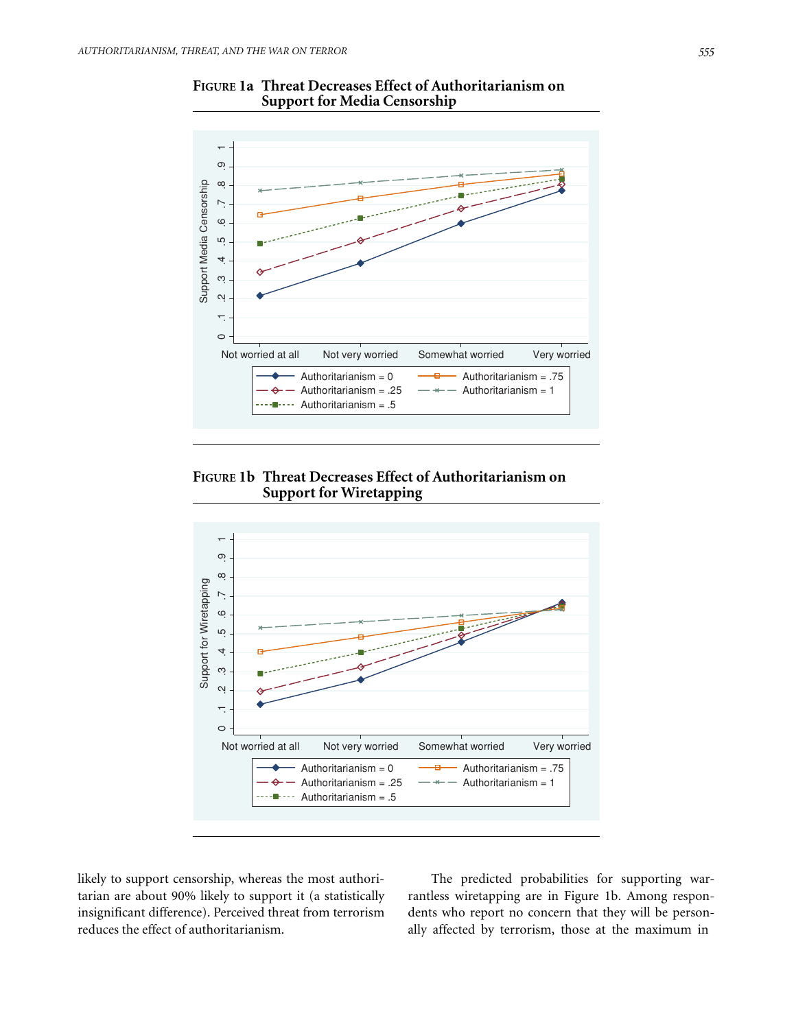**FIGURE 1a Threat Decreases Effect of Authoritarianism on Support for Media Censorship**

**FIGURE 1b Threat Decreases Effect of Authoritarianism on Support for Wiretapping**

likely to support censorship, whereas the most authoritarian are about 90% likely to support it (a statistically insignificant difference). Perceived threat from terrorism reduces the effect of authoritarianism.

The predicted probabilities for supporting warrantless wiretapping are in Figure 1b. Among respondents who report no concern that they will be personally affected by terrorism, those at the maximum in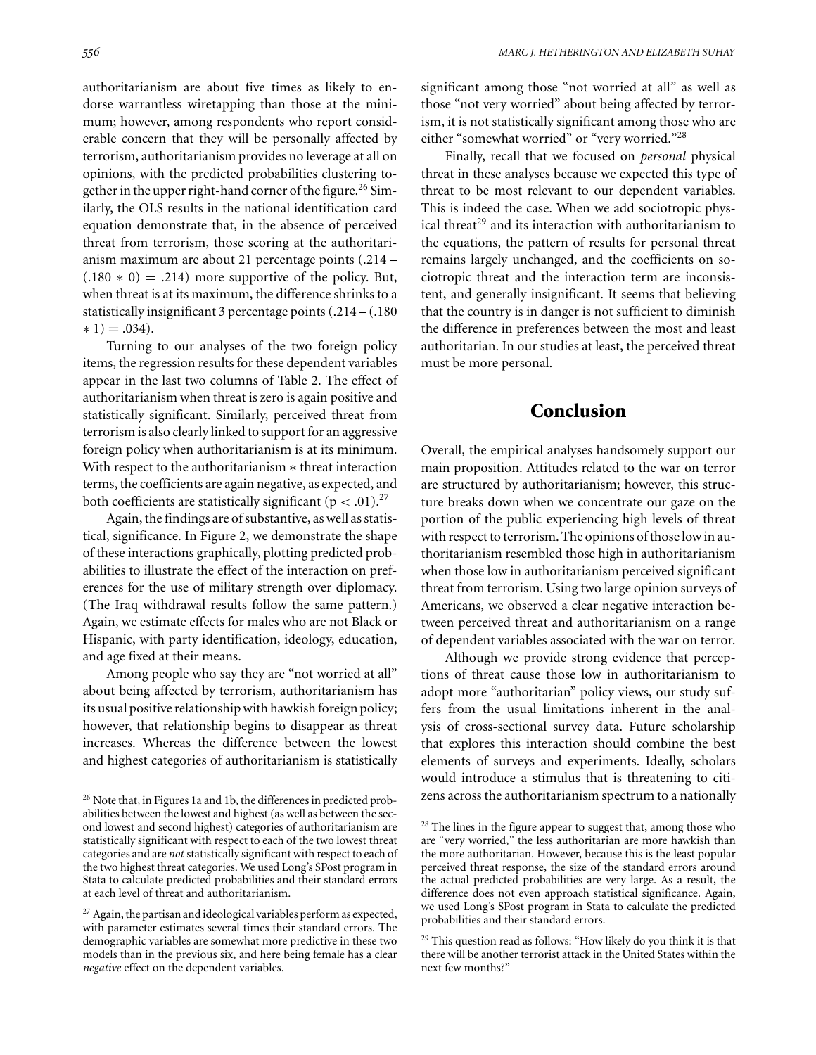authoritarianism are about five times as likely to endorse warrantless wiretapping than those at the minimum; however, among respondents who report considerable concern that they will be personally affected by terrorism, authoritarianism provides no leverage at all on opinions, with the predicted probabilities clustering together in the upper right-hand corner of the figure.[26] Similarly, the OLS results in the national identification card equation demonstrate that, in the absence of perceived threat from terrorism, those scoring at the authoritarianism maximum are about 21 percentage points ($.214 - (.180 * 0) = .214$) more supportive of the policy. But, when threat is at its maximum, the difference shrinks to a statistically insignificant 3 percentage points ($.214 - (.180 * 1) = .034$).

Turning to our analyses of the two foreign policy items, the regression results for these dependent variables appear in the last two columns of Table 2. The effect of authoritarianism when threat is zero is again positive and statistically significant. Similarly, perceived threat from terrorism is also clearly linked to support for an aggressive foreign policy when authoritarianism is at its minimum. With respect to the authoritarianism * threat interaction terms, the coefficients are again negative, as expected, and both coefficients are statistically significant ($p < .01$).[27]

Again, the findings are of substantive, as well as statistical, significance. In Figure 2, we demonstrate the shape of these interactions graphically, plotting predicted probabilities to illustrate the effect of the interaction on preferences for the use of military strength over diplomacy. (The Iraq withdrawal results follow the same pattern.) Again, we estimate effects for males who are not Black or Hispanic, with party identification, ideology, education, and age fixed at their means.

Among people who say they are "not worried at all" about being affected by terrorism, authoritarianism has its usual positive relationship with hawkish foreign policy; however, that relationship begins to disappear as threat increases. Whereas the difference between the lowest and highest categories of authoritarianism is statistically significant among those "not worried at all" as well as those "not very worried" about being affected by terrorism, it is not statistically significant among those who are either "somewhat worried" or "very worried."[28]

Finally, recall that we focused on *personal* physical threat in these analyses because we expected this type of threat to be most relevant to our dependent variables. This is indeed the case. When we add sociotropic physical threat[29] and its interaction with authoritarianism to the equations, the pattern of results for personal threat remains largely unchanged, and the coefficients on sociotropic threat and the interaction term are inconsistent, and generally insignificant. It seems that believing that the country is in danger is not sufficient to diminish the difference in preferences between the most and least authoritarian. In our studies at least, the perceived threat must be more personal.

## Conclusion

Overall, the empirical analyses handsomely support our main proposition. Attitudes related to the war on terror are structured by authoritarianism; however, this structure breaks down when we concentrate our gaze on the portion of the public experiencing high levels of threat with respect to terrorism. The opinions of those low in authoritarianism resembled those high in authoritarianism when those low in authoritarianism perceived significant threat from terrorism. Using two large opinion surveys of Americans, we observed a clear negative interaction between perceived threat and authoritarianism on a range of dependent variables associated with the war on terror.

Although we provide strong evidence that perceptions of threat cause those low in authoritarianism to adopt more "authoritarian" policy views, our study suffers from the usual limitations inherent in the analysis of cross-sectional survey data. Future scholarship that explores this interaction should combine the best elements of surveys and experiments. Ideally, scholars would introduce a stimulus that is threatening to citizens across the authoritarianism spectrum to a nationally

[26] Note that, in Figures 1a and 1b, the differences in predicted probabilities between the lowest and highest (as well as between the second lowest and second highest) categories of authoritarianism are statistically significant with respect to each of the two lowest threat categories and are *not* statistically significant with respect to each of the two highest threat categories. We used Long's SPost program in Stata to calculate predicted probabilities and their standard errors at each level of threat and authoritarianism.

[27] Again, the partisan and ideological variables perform as expected, with parameter estimates several times their standard errors. The demographic variables are somewhat more predictive in these two models than in the previous six, and here being female has a clear *negative* effect on the dependent variables.

[28] The lines in the figure appear to suggest that, among those who are "very worried," the less authoritarian are more hawkish than the more authoritarian. However, because this is the least popular perceived threat response, the size of the standard errors around the actual predicted probabilities are very large. As a result, the difference does not even approach statistical significance. Again, we used Long's SPost program in Stata to calculate the predicted probabilities and their standard errors.

[29] This question read as follows: "How likely do you think it is that there will be another terrorist attack in the United States within the next few months?"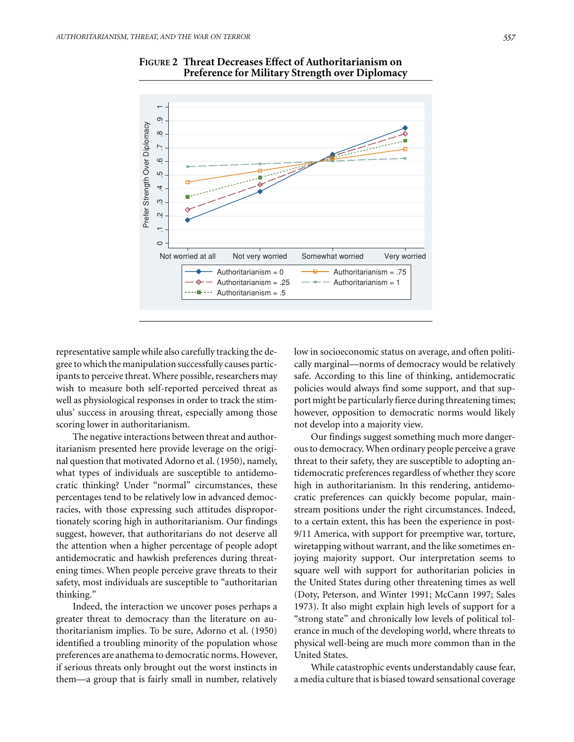**FIGURE 2 Threat Decreases Effect of Authoritarianism on Preference for Military Strength over Diplomacy**

representative sample while also carefully tracking the degree to which the manipulation successfully causes participants to perceive threat. Where possible, researchers may wish to measure both self-reported perceived threat as well as physiological responses in order to track the stimulus' success in arousing threat, especially among those scoring lower in authoritarianism.

The negative interactions between threat and authoritarianism presented here provide leverage on the original question that motivated Adorno et al. (1950), namely, what types of individuals are susceptible to antidemocratic thinking? Under "normal" circumstances, these percentages tend to be relatively low in advanced democracies, with those expressing such attitudes disproportionately scoring high in authoritarianism. Our findings suggest, however, that authoritarians do not deserve all the attention when a higher percentage of people adopt antidemocratic and hawkish preferences during threatening times. When people perceive grave threats to their safety, most individuals are susceptible to "authoritarian thinking."

Indeed, the interaction we uncover poses perhaps a greater threat to democracy than the literature on authoritarianism implies. To be sure, Adorno et al. (1950) identified a troubling minority of the population whose preferences are anathema to democratic norms. However, if serious threats only brought out the worst instincts in them—a group that is fairly small in number, relatively low in socioeconomic status on average, and often politically marginal—norms of democracy would be relatively safe. According to this line of thinking, antidemocratic policies would always find some support, and that support might be particularly fierce during threatening times; however, opposition to democratic norms would likely not develop into a majority view.

Our findings suggest something much more dangerous to democracy. When ordinary people perceive a grave threat to their safety, they are susceptible to adopting antidemocratic preferences regardless of whether they score high in authoritarianism. In this rendering, antidemocratic preferences can quickly become popular, mainstream positions under the right circumstances. Indeed, to a certain extent, this has been the experience in post-9/11 America, with support for preemptive war, torture, wiretapping without warrant, and the like sometimes enjoying majority support. Our interpretation seems to square well with support for authoritarian policies in the United States during other threatening times as well (Doty, Peterson, and Winter 1991; McCann 1997; Sales 1973). It also might explain high levels of support for a "strong state" and chronically low levels of political tolerance in much of the developing world, where threats to physical well-being are much more common than in the United States.

While catastrophic events understandably cause fear, a media culture that is biased toward sensational coverage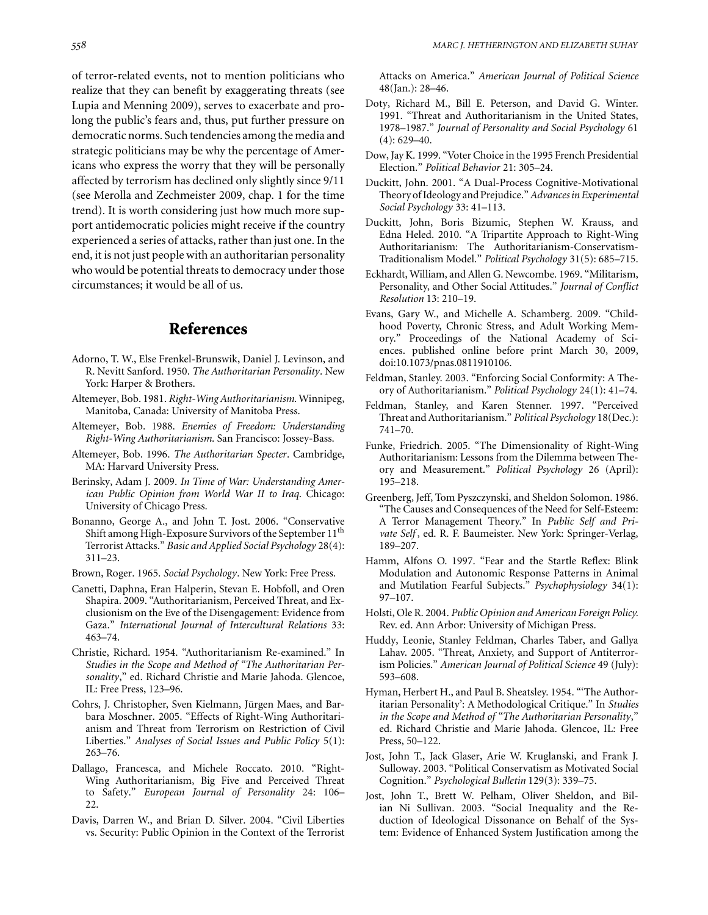of terror-related events, not to mention politicians who realize that they can benefit by exaggerating threats (see Lupia and Menning 2009), serves to exacerbate and prolong the public's fears and, thus, put further pressure on democratic norms. Such tendencies among the media and strategic politicians may be why the percentage of Americans who express the worry that they will be personally affected by terrorism has declined only slightly since 9/11 (see Merolla and Zechmeister 2009, chap. 1 for the time trend). It is worth considering just how much more support antidemocratic policies might receive if the country experienced a series of attacks, rather than just one. In the end, it is not just people with an authoritarian personality who would be potential threats to democracy under those circumstances; it would be all of us.

## References

Adorno, T. W., Else Frenkel-Brunswik, Daniel J. Levinson, and R. Nevitt Sanford. 1950. *The Authoritarian Personality*. New York: Harper & Brothers.

Altemeyer, Bob. 1981. *Right-Wing Authoritarianism.* Winnipeg, Manitoba, Canada: University of Manitoba Press.

Altemeyer, Bob. 1988. *Enemies of Freedom: Understanding Right-Wing Authoritarianism.* San Francisco: Jossey-Bass.

Altemeyer, Bob. 1996. *The Authoritarian Specter*. Cambridge, MA: Harvard University Press.

Berinsky, Adam J. 2009. *In Time of War: Understanding American Public Opinion from World War II to Iraq.* Chicago: University of Chicago Press.

Bonanno, George A., and John T. Jost. 2006. "Conservative Shift among High-Exposure Survivors of the September 11th Terrorist Attacks." *Basic and Applied Social Psychology* 28(4): 311–23.

Brown, Roger. 1965. *Social Psychology*. New York: Free Press.

Canetti, Daphna, Eran Halperin, Stevan E. Hobfoll, and Oren Shapira. 2009. "Authoritarianism, Perceived Threat, and Exclusionism on the Eve of the Disengagement: Evidence from Gaza." *International Journal of Intercultural Relations* 33: 463–74.

Christie, Richard. 1954. "Authoritarianism Re-examined." In *Studies in the Scope and Method of "The Authoritarian Personality*," ed. Richard Christie and Marie Jahoda. Glencoe, IL: Free Press, 123–96.

Cohrs, J. Christopher, Sven Kielmann, Jürgen Maes, and Barbara Moschner. 2005. "Effects of Right-Wing Authoritarianism and Threat from Terrorism on Restriction of Civil Liberties." *Analyses of Social Issues and Public Policy* 5(1): 263–76.

Dallago, Francesca, and Michele Roccato. 2010. "Right-Wing Authoritarianism, Big Five and Perceived Threat to Safety." *European Journal of Personality* 24: 106–22.

Davis, Darren W., and Brian D. Silver. 2004. "Civil Liberties vs. Security: Public Opinion in the Context of the Terrorist Attacks on America." *American Journal of Political Science* 48(Jan.): 28–46.

Doty, Richard M., Bill E. Peterson, and David G. Winter. 1991. "Threat and Authoritarianism in the United States, 1978–1987." *Journal of Personality and Social Psychology* 61 (4): 629–40.

Dow, Jay K. 1999. "Voter Choice in the 1995 French Presidential Election." *Political Behavior* 21: 305–24.

Duckitt, John. 2001. "A Dual-Process Cognitive-Motivational Theory of Ideology and Prejudice." *Advances in Experimental Social Psychology* 33: 41–113.

Duckitt, John, Boris Bizumic, Stephen W. Krauss, and Edna Heled. 2010. "A Tripartite Approach to Right-Wing Authoritarianism: The Authoritarianism-Conservatism-Traditionalism Model." *Political Psychology* 31(5): 685–715.

Eckhardt, William, and Allen G. Newcombe. 1969. "Militarism, Personality, and Other Social Attitudes." *Journal of Conflict Resolution* 13: 210–19.

Evans, Gary W., and Michelle A. Schamberg. 2009. "Childhood Poverty, Chronic Stress, and Adult Working Memory." Proceedings of the National Academy of Sciences. published online before print March 30, 2009, doi:10.1073/pnas.0811910106.

Feldman, Stanley. 2003. "Enforcing Social Conformity: A Theory of Authoritarianism." *Political Psychology* 24(1): 41–74.

Feldman, Stanley, and Karen Stenner. 1997. "Perceived Threat and Authoritarianism." *Political Psychology* 18(Dec.): 741–70.

Funke, Friedrich. 2005. "The Dimensionality of Right-Wing Authoritarianism: Lessons from the Dilemma between Theory and Measurement." *Political Psychology* 26 (April): 195–218.

Greenberg, Jeff, Tom Pyszczynski, and Sheldon Solomon. 1986. "The Causes and Consequences of the Need for Self-Esteem: A Terror Management Theory." In *Public Self and Private Self*, ed. R. F. Baumeister. New York: Springer-Verlag, 189–207.

Hamm, Alfons O. 1997. "Fear and the Startle Reflex: Blink Modulation and Autonomic Response Patterns in Animal and Mutilation Fearful Subjects." *Psychophysiology* 34(1): 97–107.

Holsti, Ole R. 2004. *Public Opinion and American Foreign Policy.* Rev. ed. Ann Arbor: University of Michigan Press.

Huddy, Leonie, Stanley Feldman, Charles Taber, and Gallya Lahav. 2005. "Threat, Anxiety, and Support of Antiterrorism Policies." *American Journal of Political Science* 49 (July): 593–608.

Hyman, Herbert H., and Paul B. Sheatsley. 1954. "'The Authoritarian Personality': A Methodological Critique." In *Studies in the Scope and Method of "The Authoritarian Personality*," ed. Richard Christie and Marie Jahoda. Glencoe, IL: Free Press, 50–122.

Jost, John T., Jack Glaser, Arie W. Kruglanski, and Frank J. Sulloway. 2003. "Political Conservatism as Motivated Social Cognition." *Psychological Bulletin* 129(3): 339–75.

Jost, John T., Brett W. Pelham, Oliver Sheldon, and Bilian Ni Sullivan. 2003. "Social Inequality and the Reduction of Ideological Dissonance on Behalf of the System: Evidence of Enhanced System Justification among the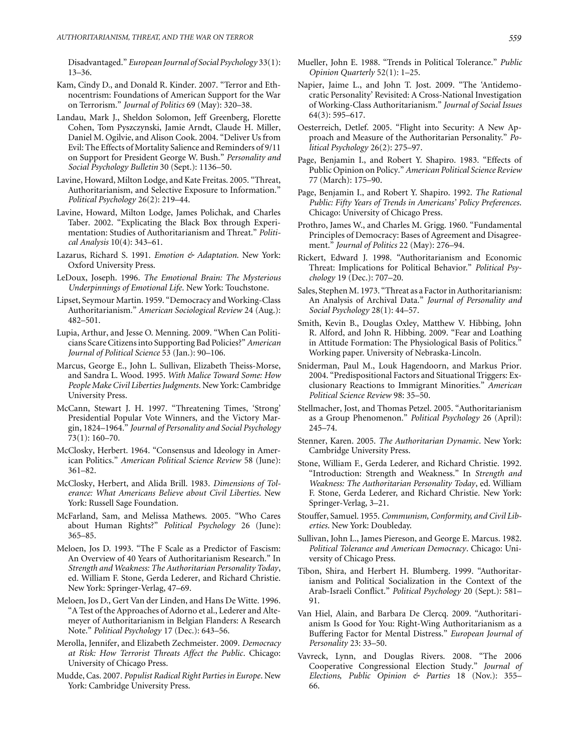Disadvantaged." *European Journal of Social Psychology* 33(1): 13–36.

Kam, Cindy D., and Donald R. Kinder. 2007. "Terror and Ethnocentrism: Foundations of American Support for the War on Terrorism." *Journal of Politics* 69 (May): 320–38.

Landau, Mark J., Sheldon Solomon, Jeff Greenberg, Florette Cohen, Tom Pyszczynski, Jamie Arndt, Claude H. Miller, Daniel M. Ogilvie, and Alison Cook. 2004. "Deliver Us from Evil: The Effects of Mortality Salience and Reminders of 9/11 on Support for President George W. Bush." *Personality and Social Psychology Bulletin* 30 (Sept.): 1136–50.

Lavine, Howard, Milton Lodge, and Kate Freitas. 2005. "Threat, Authoritarianism, and Selective Exposure to Information." *Political Psychology* 26(2): 219–44.

Lavine, Howard, Milton Lodge, James Polichak, and Charles Taber. 2002. "Explicating the Black Box through Experimentation: Studies of Authoritarianism and Threat." *Political Analysis* 10(4): 343–61.

Lazarus, Richard S. 1991. *Emotion & Adaptation*. New York: Oxford University Press.

LeDoux, Joseph. 1996. *The Emotional Brain: The Mysterious Underpinnings of Emotional Life*. New York: Touchstone.

Lipset, Seymour Martin. 1959. "Democracy and Working-Class Authoritarianism." *American Sociological Review* 24 (Aug.): 482–501.

Lupia, Arthur, and Jesse O. Menning. 2009. "When Can Politicians Scare Citizens into Supporting Bad Policies?" *American Journal of Political Science* 53 (Jan.): 90–106.

Marcus, George E., John L. Sullivan, Elizabeth Theiss-Morse, and Sandra L. Wood. 1995. *With Malice Toward Some: How People Make Civil Liberties Judgments*. New York: Cambridge University Press.

McCann, Stewart J. H. 1997. "Threatening Times, 'Strong' Presidential Popular Vote Winners, and the Victory Margin, 1824–1964." *Journal of Personality and Social Psychology* 73(1): 160–70.

McClosky, Herbert. 1964. "Consensus and Ideology in American Politics." *American Political Science Review* 58 (June): 361–82.

McClosky, Herbert, and Alida Brill. 1983. *Dimensions of Tolerance: What Americans Believe about Civil Liberties*. New York: Russell Sage Foundation.

McFarland, Sam, and Melissa Mathews. 2005. "Who Cares about Human Rights?" *Political Psychology* 26 (June): 365–85.

Meloen, Jos D. 1993. "The F Scale as a Predictor of Fascism: An Overview of 40 Years of Authoritarianism Research." In *Strength and Weakness: The Authoritarian Personality Today*, ed. William F. Stone, Gerda Lederer, and Richard Christie. New York: Springer-Verlag, 47–69.

Meloen, Jos D., Gert Van der Linden, and Hans De Witte. 1996. "A Test of the Approaches of Adorno et al., Lederer and Altemeyer of Authoritarianism in Belgian Flanders: A Research Note." *Political Psychology* 17 (Dec.): 643–56.

Merolla, Jennifer, and Elizabeth Zechmeister. 2009. *Democracy at Risk: How Terrorist Threats Affect the Public*. Chicago: University of Chicago Press.

Mudde, Cas. 2007. *Populist Radical Right Parties in Europe*. New York: Cambridge University Press.

Mueller, John E. 1988. "Trends in Political Tolerance." *Public Opinion Quarterly* 52(1): 1–25.

Napier, Jaime L., and John T. Jost. 2009. "The 'Antidemocratic Personality' Revisited: A Cross-National Investigation of Working-Class Authoritarianism." *Journal of Social Issues* 64(3): 595–617.

Oesterreich, Detlef. 2005. "Flight into Security: A New Approach and Measure of the Authoritarian Personality." *Political Psychology* 26(2): 275–97.

Page, Benjamin I., and Robert Y. Shapiro. 1983. "Effects of Public Opinion on Policy." *American Political Science Review* 77 (March): 175–90.

Page, Benjamin I., and Robert Y. Shapiro. 1992. *The Rational Public: Fifty Years of Trends in Americans' Policy Preferences*. Chicago: University of Chicago Press.

Prothro, James W., and Charles M. Grigg. 1960. "Fundamental Principles of Democracy: Bases of Agreement and Disagreement." *Journal of Politics* 22 (May): 276–94.

Rickert, Edward J. 1998. "Authoritarianism and Economic Threat: Implications for Political Behavior." *Political Psychology* 19 (Dec.): 707–20.

Sales, Stephen M. 1973. "Threat as a Factor in Authoritarianism: An Analysis of Archival Data." *Journal of Personality and Social Psychology* 28(1): 44–57.

Smith, Kevin B., Douglas Oxley, Matthew V. Hibbing, John R. Alford, and John R. Hibbing. 2009. "Fear and Loathing in Attitude Formation: The Physiological Basis of Politics." Working paper. University of Nebraska-Lincoln.

Sniderman, Paul M., Louk Hagendoorn, and Markus Prior. 2004. "Predispositional Factors and Situational Triggers: Exclusionary Reactions to Immigrant Minorities." *American Political Science Review* 98: 35–50.

Stellmacher, Jost, and Thomas Petzel. 2005. "Authoritarianism as a Group Phenomenon." *Political Psychology* 26 (April): 245–74.

Stenner, Karen. 2005. *The Authoritarian Dynamic*. New York: Cambridge University Press.

Stone, William F., Gerda Lederer, and Richard Christie. 1992. "Introduction: Strength and Weakness." In *Strength and Weakness: The Authoritarian Personality Today*, ed. William F. Stone, Gerda Lederer, and Richard Christie. New York: Springer-Verlag, 3–21.

Stouffer, Samuel. 1955. *Communism, Conformity, and Civil Liberties*. New York: Doubleday.

Sullivan, John L., James Piereson, and George E. Marcus. 1982. *Political Tolerance and American Democracy*. Chicago: University of Chicago Press.

Tibon, Shira, and Herbert H. Blumberg. 1999. "Authoritarianism and Political Socialization in the Context of the Arab-Israeli Conflict." *Political Psychology* 20 (Sept.): 581–91.

Van Hiel, Alain, and Barbara De Clercq. 2009. "Authoritarianism Is Good for You: Right-Wing Authoritarianism as a Buffering Factor for Mental Distress." *European Journal of Personality* 23: 33–50.

Vavreck, Lynn, and Douglas Rivers. 2008. "The 2006 Cooperative Congressional Election Study." *Journal of Elections, Public Opinion & Parties* 18 (Nov.): 355–66.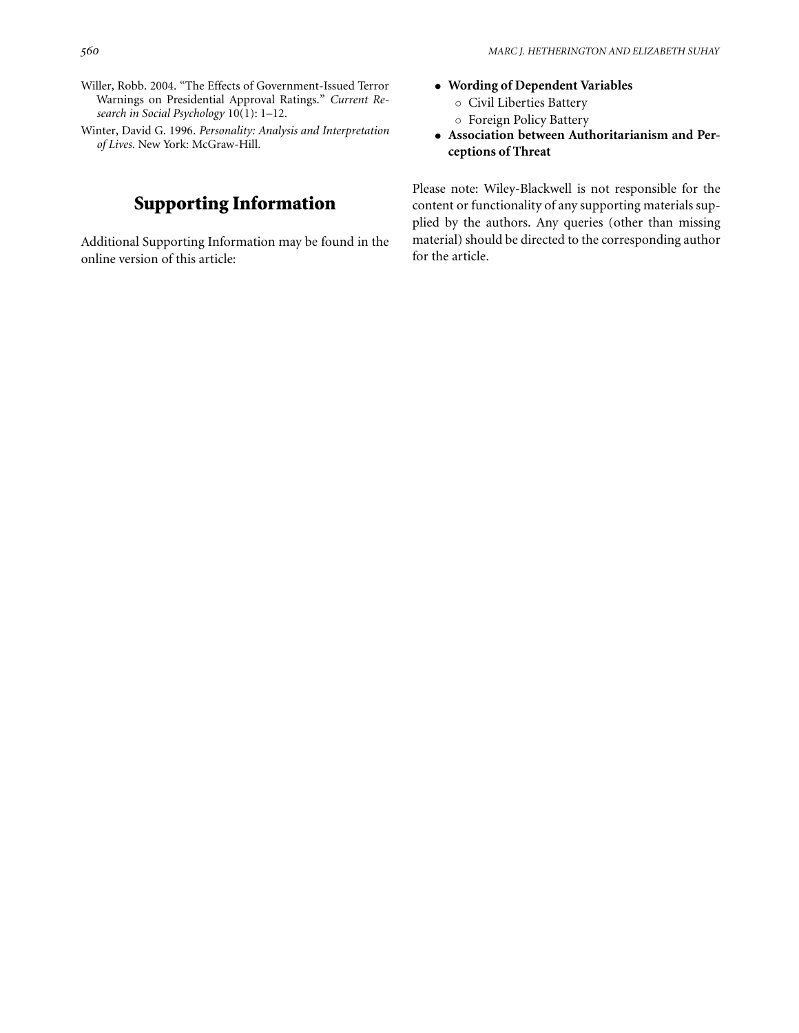Willer, Robb. 2004. "The Effects of Government-Issued Terror Warnings on Presidential Approval Ratings." *Current Research in Social Psychology* 10(1): 1–12.

Winter, David G. 1996. *Personality: Analysis and Interpretation of Lives*. New York: McGraw-Hill.

## Supporting Information

Additional Supporting Information may be found in the online version of this article:

- **Wording of Dependent Variables**
  - Civil Liberties Battery
  - Foreign Policy Battery
- **Association between Authoritarianism and Perceptions of Threat**

Please note: Wiley-Blackwell is not responsible for the content or functionality of any supporting materials supplied by the authors. Any queries (other than missing material) should be directed to the corresponding author for the article.